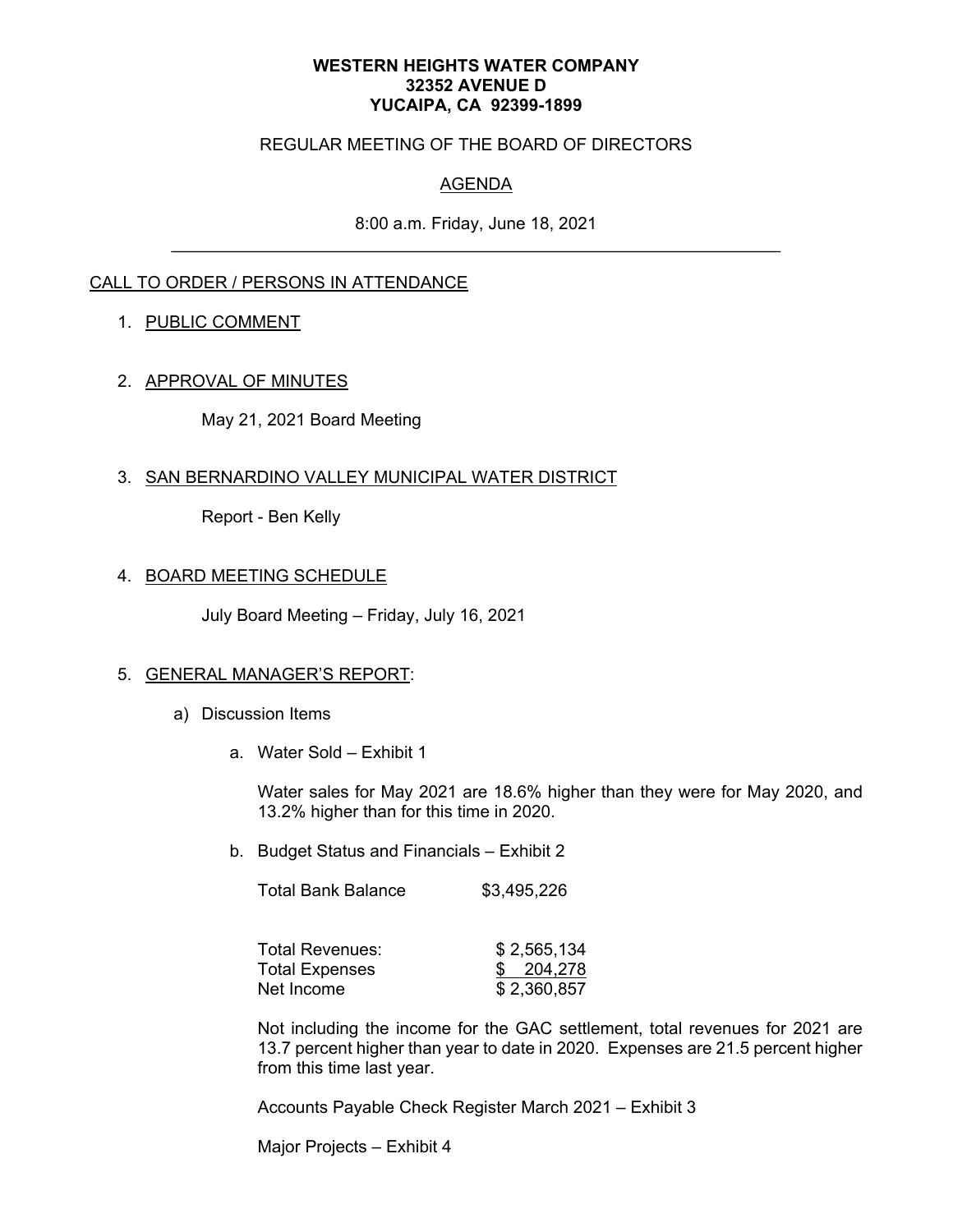**WESTERN HEIGHTS WATER COMPANY**
**32352 AVENUE D**
**YUCAIPA, CA 92399-1899**

REGULAR MEETING OF THE BOARD OF DIRECTORS

AGENDA

8:00 a.m. Friday, June 18, 2021

---

CALL TO ORDER / PERSONS IN ATTENDANCE

1. PUBLIC COMMENT

2. APPROVAL OF MINUTES

   May 21, 2021 Board Meeting

3. SAN BERNARDINO VALLEY MUNICIPAL WATER DISTRICT

   Report - Ben Kelly

4. BOARD MEETING SCHEDULE

   July Board Meeting – Friday, July 16, 2021

5. GENERAL MANAGER'S REPORT:

   a) Discussion Items

      a. Water Sold – Exhibit 1

         Water sales for May 2021 are 18.6% higher than they were for May 2020, and 13.2% higher than for this time in 2020.

      b. Budget Status and Financials – Exhibit 2

         Total Bank Balance $3,495,226

         | | |
         |---|---|
         | Total Revenues: | $ 2,565,134 |
         | Total Expenses | $ 204,278 |
         | Net Income | $ 2,360,857 |

         Not including the income for the GAC settlement, total revenues for 2021 are 13.7 percent higher than year to date in 2020. Expenses are 21.5 percent higher from this time last year.

         Accounts Payable Check Register March 2021 – Exhibit 3

         Major Projects – Exhibit 4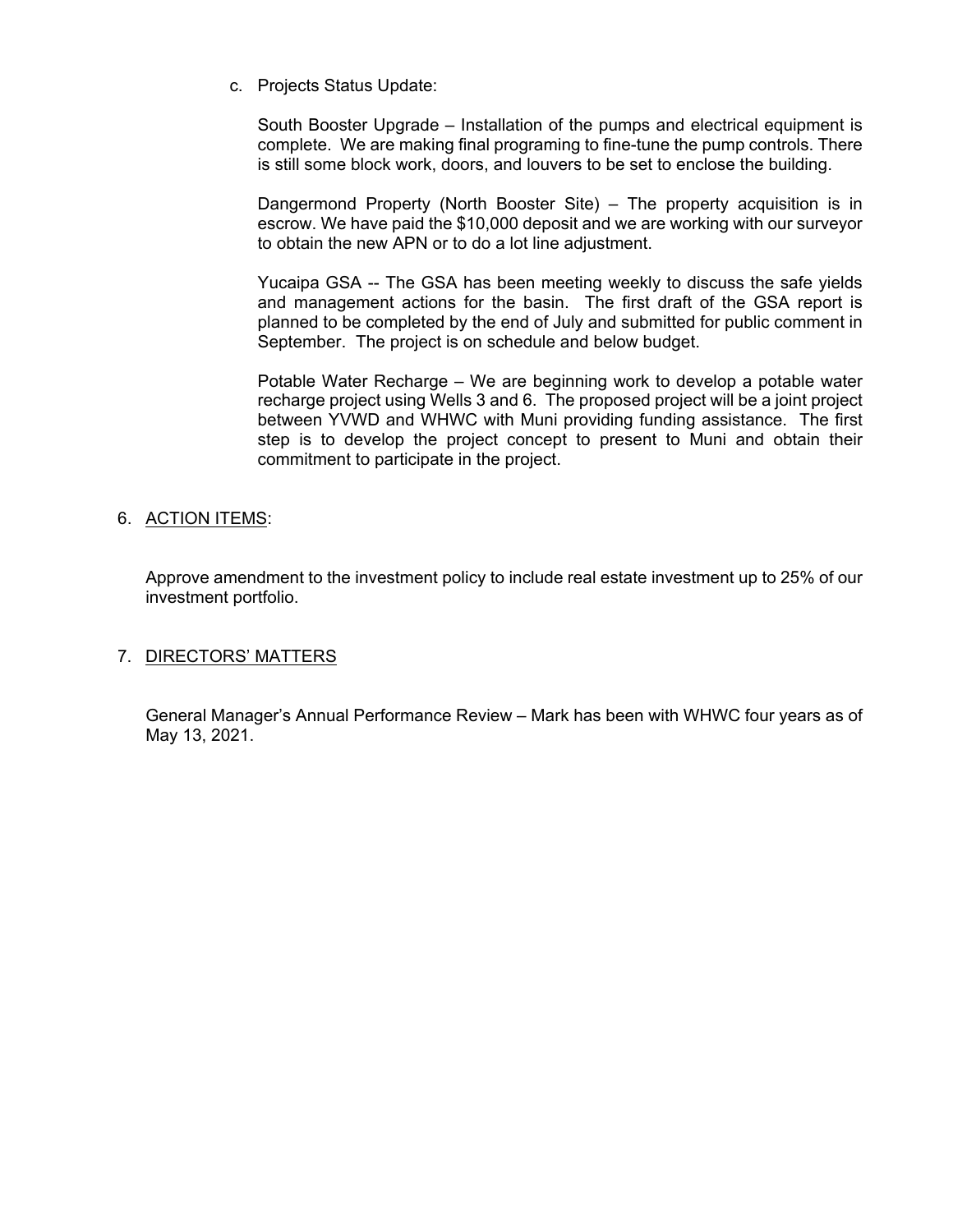c. Projects Status Update:

   South Booster Upgrade – Installation of the pumps and electrical equipment is complete. We are making final programing to fine-tune the pump controls. There is still some block work, doors, and louvers to be set to enclose the building.

   Dangermond Property (North Booster Site) – The property acquisition is in escrow. We have paid the $10,000 deposit and we are working with our surveyor to obtain the new APN or to do a lot line adjustment.

   Yucaipa GSA -- The GSA has been meeting weekly to discuss the safe yields and management actions for the basin. The first draft of the GSA report is planned to be completed by the end of July and submitted for public comment in September. The project is on schedule and below budget.

   Potable Water Recharge – We are beginning work to develop a potable water recharge project using Wells 3 and 6. The proposed project will be a joint project between YVWD and WHWC with Muni providing funding assistance. The first step is to develop the project concept to present to Muni and obtain their commitment to participate in the project.

6. <u>ACTION ITEMS</u>:

   Approve amendment to the investment policy to include real estate investment up to 25% of our investment portfolio.

7. <u>DIRECTORS' MATTERS</u>

   General Manager's Annual Performance Review – Mark has been with WHWC four years as of May 13, 2021.